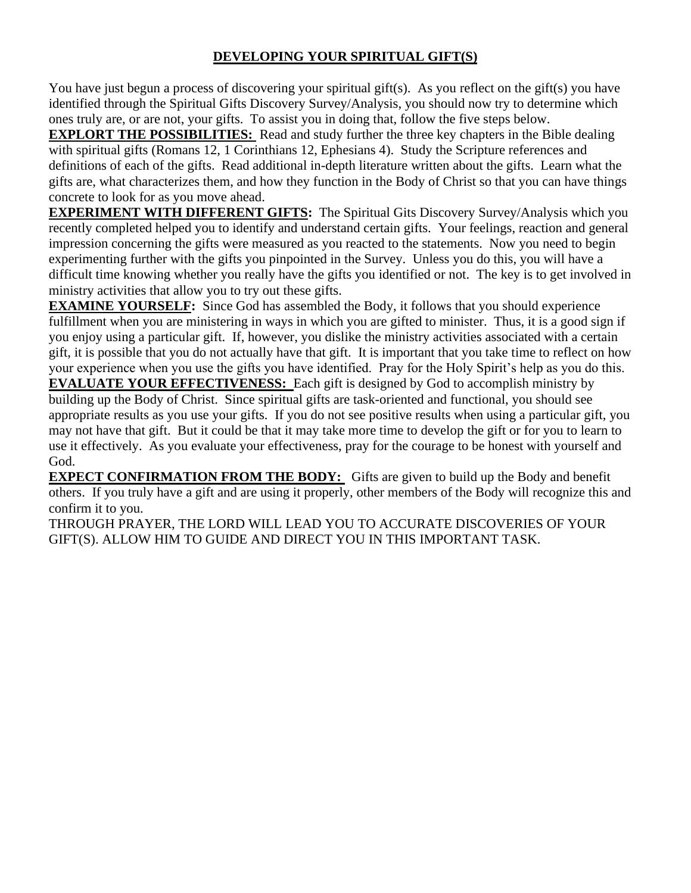## DEVELOPING YOUR SPIRITUAL GIFT(S)

You have just begun a process of discovering your spiritual gift(s). As you reflect on the gift(s) you have identified through the Spiritual Gifts Discovery Survey/Analysis, you should now try to determine which ones truly are, or are not, your gifts. To assist you in doing that, follow the five steps below.

**EXPLORT THE POSSIBILITIES:** Read and study further the three key chapters in the Bible dealing with spiritual gifts (Romans 12, 1 Corinthians 12, Ephesians 4). Study the Scripture references and definitions of each of the gifts. Read additional in-depth literature written about the gifts. Learn what the gifts are, what characterizes them, and how they function in the Body of Christ so that you can have things concrete to look for as you move ahead.

**EXPERIMENT WITH DIFFERENT GIFTS:** The Spiritual Gits Discovery Survey/Analysis which you recently completed helped you to identify and understand certain gifts. Your feelings, reaction and general impression concerning the gifts were measured as you reacted to the statements. Now you need to begin experimenting further with the gifts you pinpointed in the Survey. Unless you do this, you will have a difficult time knowing whether you really have the gifts you identified or not. The key is to get involved in ministry activities that allow you to try out these gifts.

**EXAMINE YOURSELF:** Since God has assembled the Body, it follows that you should experience fulfillment when you are ministering in ways in which you are gifted to minister. Thus, it is a good sign if you enjoy using a particular gift. If, however, you dislike the ministry activities associated with a certain gift, it is possible that you do not actually have that gift. It is important that you take time to reflect on how your experience when you use the gifts you have identified. Pray for the Holy Spirit's help as you do this.

**EVALUATE YOUR EFFECTIVENESS:** Each gift is designed by God to accomplish ministry by building up the Body of Christ. Since spiritual gifts are task-oriented and functional, you should see appropriate results as you use your gifts. If you do not see positive results when using a particular gift, you may not have that gift. But it could be that it may take more time to develop the gift or for you to learn to use it effectively. As you evaluate your effectiveness, pray for the courage to be honest with yourself and God.

**EXPECT CONFIRMATION FROM THE BODY:** Gifts are given to build up the Body and benefit others. If you truly have a gift and are using it properly, other members of the Body will recognize this and confirm it to you.

THROUGH PRAYER, THE LORD WILL LEAD YOU TO ACCURATE DISCOVERIES OF YOUR GIFT(S). ALLOW HIM TO GUIDE AND DIRECT YOU IN THIS IMPORTANT TASK.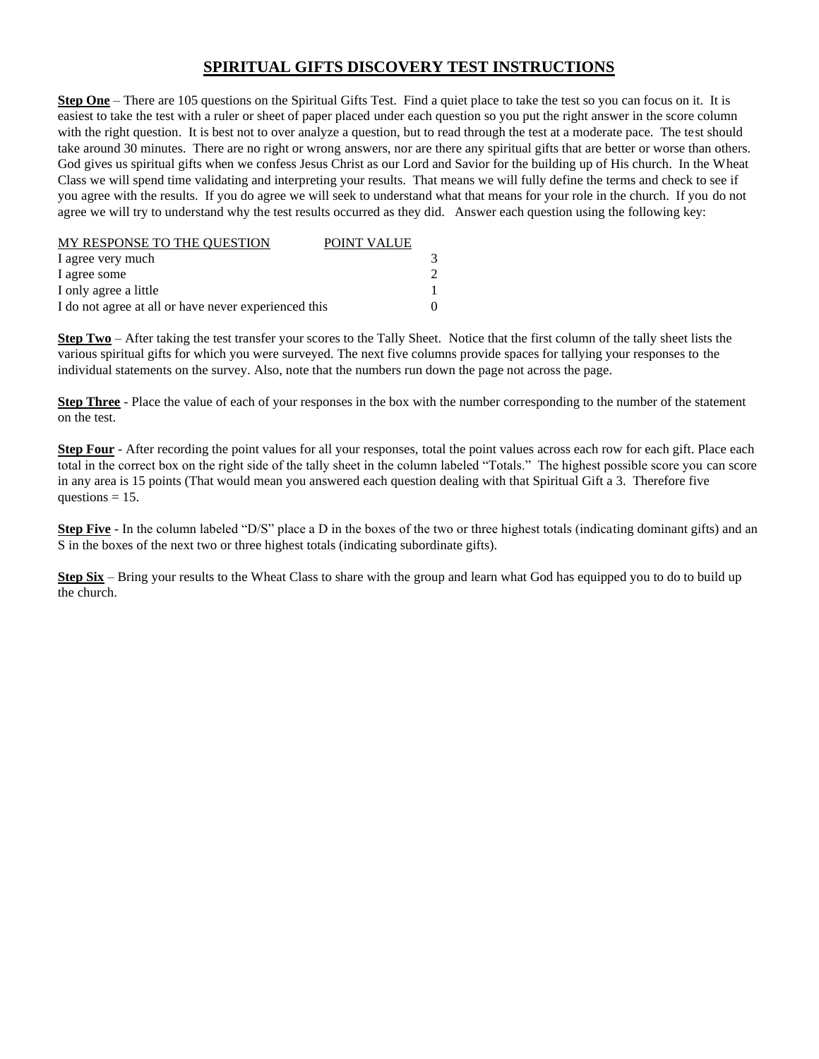# SPIRITUAL GIFTS DISCOVERY TEST INSTRUCTIONS

**Step One** – There are 105 questions on the Spiritual Gifts Test. Find a quiet place to take the test so you can focus on it. It is easiest to take the test with a ruler or sheet of paper placed under each question so you put the right answer in the score column with the right question. It is best not to over analyze a question, but to read through the test at a moderate pace. The test should take around 30 minutes. There are no right or wrong answers, nor are there any spiritual gifts that are better or worse than others. God gives us spiritual gifts when we confess Jesus Christ as our Lord and Savior for the building up of His church. In the Wheat Class we will spend time validating and interpreting your results. That means we will fully define the terms and check to see if you agree with the results. If you do agree we will seek to understand what that means for your role in the church. If you do not agree we will try to understand why the test results occurred as they did. Answer each question using the following key:

| MY RESPONSE TO THE QUESTION | POINT VALUE |
|---|---|
| I agree very much | 3 |
| I agree some | 2 |
| I only agree a little | 1 |
| I do not agree at all or have never experienced this | 0 |

**Step Two** – After taking the test transfer your scores to the Tally Sheet. Notice that the first column of the tally sheet lists the various spiritual gifts for which you were surveyed. The next five columns provide spaces for tallying your responses to the individual statements on the survey. Also, note that the numbers run down the page not across the page.

**Step Three** - Place the value of each of your responses in the box with the number corresponding to the number of the statement on the test.

**Step Four** - After recording the point values for all your responses, total the point values across each row for each gift. Place each total in the correct box on the right side of the tally sheet in the column labeled "Totals." The highest possible score you can score in any area is 15 points (That would mean you answered each question dealing with that Spiritual Gift a 3. Therefore five questions = 15.

**Step Five** - In the column labeled "D/S" place a D in the boxes of the two or three highest totals (indicating dominant gifts) and an S in the boxes of the next two or three highest totals (indicating subordinate gifts).

**Step Six** – Bring your results to the Wheat Class to share with the group and learn what God has equipped you to do to build up the church.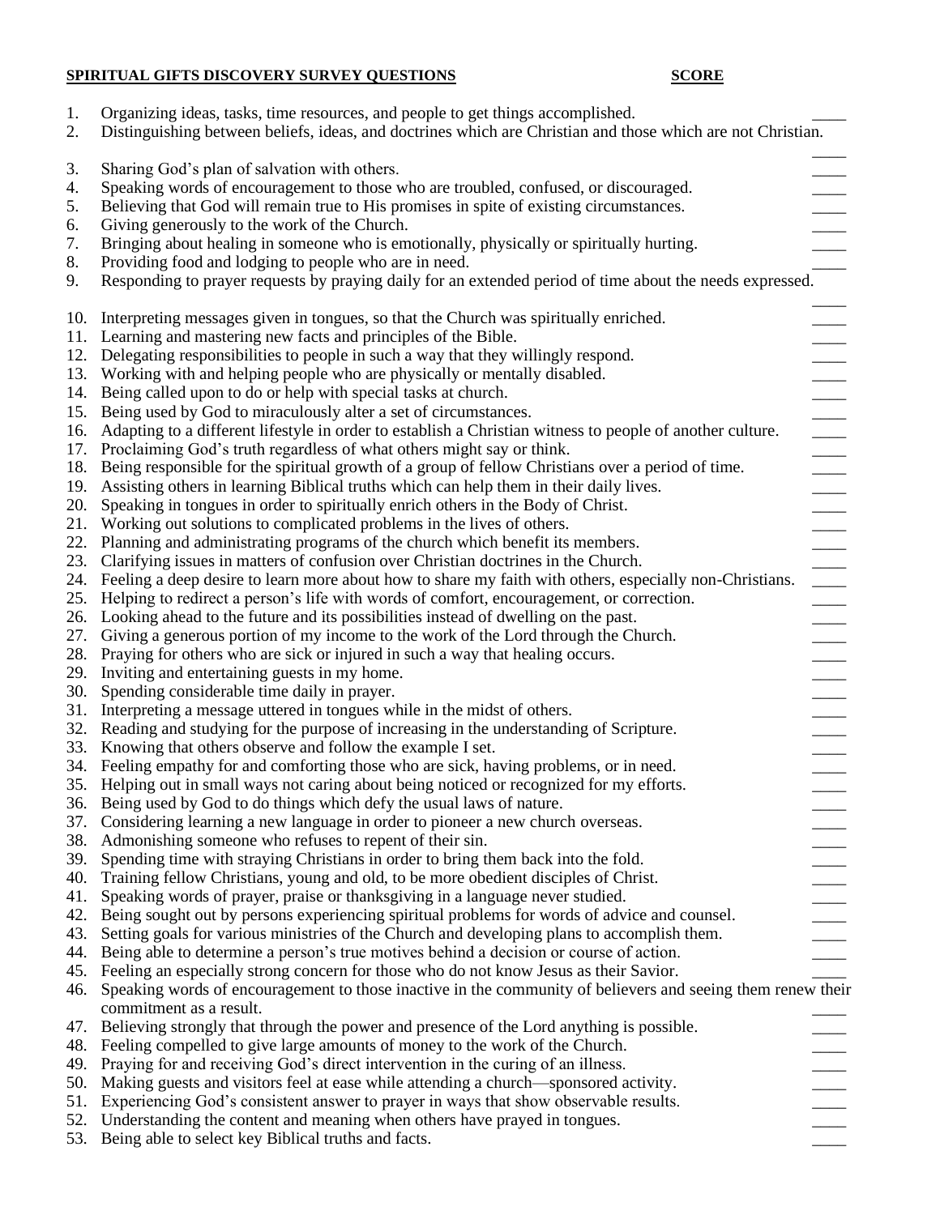**SPIRITUAL GIFTS DISCOVERY SURVEY QUESTIONS** **SCORE**

1. Organizing ideas, tasks, time resources, and people to get things accomplished. ____
2. Distinguishing between beliefs, ideas, and doctrines which are Christian and those which are not Christian. ____
3. Sharing God's plan of salvation with others. ____
4. Speaking words of encouragement to those who are troubled, confused, or discouraged. ____
5. Believing that God will remain true to His promises in spite of existing circumstances. ____
6. Giving generously to the work of the Church. ____
7. Bringing about healing in someone who is emotionally, physically or spiritually hurting. ____
8. Providing food and lodging to people who are in need. ____
9. Responding to prayer requests by praying daily for an extended period of time about the needs expressed. ____
10. Interpreting messages given in tongues, so that the Church was spiritually enriched. ____
11. Learning and mastering new facts and principles of the Bible. ____
12. Delegating responsibilities to people in such a way that they willingly respond. ____
13. Working with and helping people who are physically or mentally disabled. ____
14. Being called upon to do or help with special tasks at church. ____
15. Being used by God to miraculously alter a set of circumstances. ____
16. Adapting to a different lifestyle in order to establish a Christian witness to people of another culture. ____
17. Proclaiming God's truth regardless of what others might say or think. ____
18. Being responsible for the spiritual growth of a group of fellow Christians over a period of time. ____
19. Assisting others in learning Biblical truths which can help them in their daily lives. ____
20. Speaking in tongues in order to spiritually enrich others in the Body of Christ. ____
21. Working out solutions to complicated problems in the lives of others. ____
22. Planning and administrating programs of the church which benefit its members. ____
23. Clarifying issues in matters of confusion over Christian doctrines in the Church. ____
24. Feeling a deep desire to learn more about how to share my faith with others, especially non-Christians. ____
25. Helping to redirect a person's life with words of comfort, encouragement, or correction. ____
26. Looking ahead to the future and its possibilities instead of dwelling on the past. ____
27. Giving a generous portion of my income to the work of the Lord through the Church. ____
28. Praying for others who are sick or injured in such a way that healing occurs. ____
29. Inviting and entertaining guests in my home. ____
30. Spending considerable time daily in prayer. ____
31. Interpreting a message uttered in tongues while in the midst of others. ____
32. Reading and studying for the purpose of increasing in the understanding of Scripture. ____
33. Knowing that others observe and follow the example I set. ____
34. Feeling empathy for and comforting those who are sick, having problems, or in need. ____
35. Helping out in small ways not caring about being noticed or recognized for my efforts. ____
36. Being used by God to do things which defy the usual laws of nature. ____
37. Considering learning a new language in order to pioneer a new church overseas. ____
38. Admonishing someone who refuses to repent of their sin. ____
39. Spending time with straying Christians in order to bring them back into the fold. ____
40. Training fellow Christians, young and old, to be more obedient disciples of Christ. ____
41. Speaking words of prayer, praise or thanksgiving in a language never studied. ____
42. Being sought out by persons experiencing spiritual problems for words of advice and counsel. ____
43. Setting goals for various ministries of the Church and developing plans to accomplish them. ____
44. Being able to determine a person's true motives behind a decision or course of action. ____
45. Feeling an especially strong concern for those who do not know Jesus as their Savior. ____
46. Speaking words of encouragement to those inactive in the community of believers and seeing them renew their commitment as a result. ____
47. Believing strongly that through the power and presence of the Lord anything is possible. ____
48. Feeling compelled to give large amounts of money to the work of the Church. ____
49. Praying for and receiving God's direct intervention in the curing of an illness. ____
50. Making guests and visitors feel at ease while attending a church—sponsored activity. ____
51. Experiencing God's consistent answer to prayer in ways that show observable results. ____
52. Understanding the content and meaning when others have prayed in tongues. ____
53. Being able to select key Biblical truths and facts. ____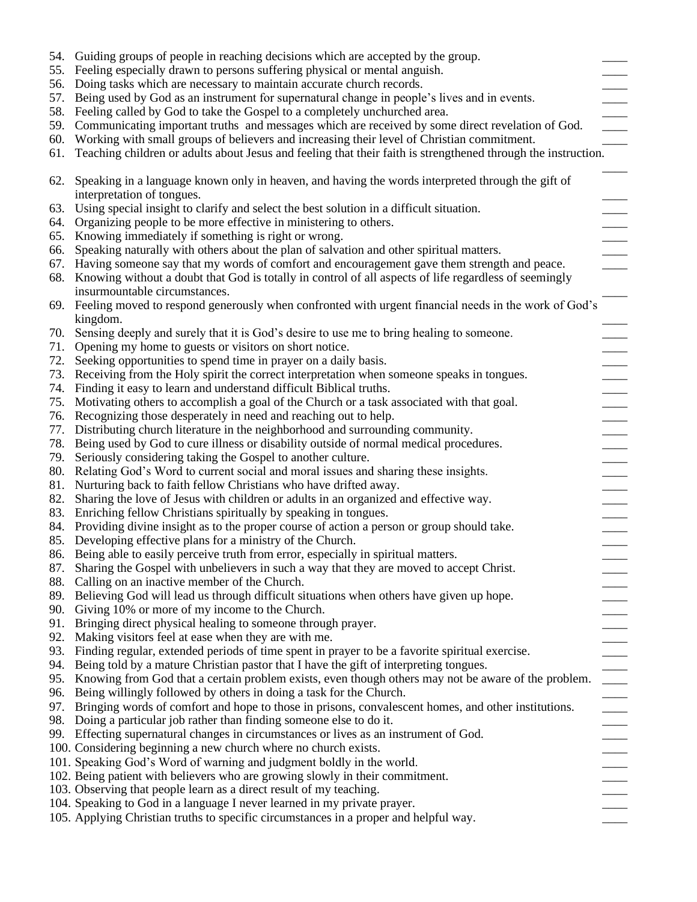54. Guiding groups of people in reaching decisions which are accepted by the group. ____
55. Feeling especially drawn to persons suffering physical or mental anguish. ____
56. Doing tasks which are necessary to maintain accurate church records. ____
57. Being used by God as an instrument for supernatural change in people's lives and in events. ____
58. Feeling called by God to take the Gospel to a completely unchurched area. ____
59. Communicating important truths and messages which are received by some direct revelation of God. ____
60. Working with small groups of believers and increasing their level of Christian commitment. ____
61. Teaching children or adults about Jesus and feeling that their faith is strengthened through the instruction. ____
62. Speaking in a language known only in heaven, and having the words interpreted through the gift of interpretation of tongues. ____
63. Using special insight to clarify and select the best solution in a difficult situation. ____
64. Organizing people to be more effective in ministering to others. ____
65. Knowing immediately if something is right or wrong. ____
66. Speaking naturally with others about the plan of salvation and other spiritual matters. ____
67. Having someone say that my words of comfort and encouragement gave them strength and peace. ____
68. Knowing without a doubt that God is totally in control of all aspects of life regardless of seemingly insurmountable circumstances. ____
69. Feeling moved to respond generously when confronted with urgent financial needs in the work of God's kingdom. ____
70. Sensing deeply and surely that it is God's desire to use me to bring healing to someone. ____
71. Opening my home to guests or visitors on short notice. ____
72. Seeking opportunities to spend time in prayer on a daily basis. ____
73. Receiving from the Holy spirit the correct interpretation when someone speaks in tongues. ____
74. Finding it easy to learn and understand difficult Biblical truths. ____
75. Motivating others to accomplish a goal of the Church or a task associated with that goal. ____
76. Recognizing those desperately in need and reaching out to help. ____
77. Distributing church literature in the neighborhood and surrounding community. ____
78. Being used by God to cure illness or disability outside of normal medical procedures. ____
79. Seriously considering taking the Gospel to another culture. ____
80. Relating God's Word to current social and moral issues and sharing these insights. ____
81. Nurturing back to faith fellow Christians who have drifted away. ____
82. Sharing the love of Jesus with children or adults in an organized and effective way. ____
83. Enriching fellow Christians spiritually by speaking in tongues. ____
84. Providing divine insight as to the proper course of action a person or group should take. ____
85. Developing effective plans for a ministry of the Church. ____
86. Being able to easily perceive truth from error, especially in spiritual matters. ____
87. Sharing the Gospel with unbelievers in such a way that they are moved to accept Christ. ____
88. Calling on an inactive member of the Church. ____
89. Believing God will lead us through difficult situations when others have given up hope. ____
90. Giving 10% or more of my income to the Church. ____
91. Bringing direct physical healing to someone through prayer. ____
92. Making visitors feel at ease when they are with me. ____
93. Finding regular, extended periods of time spent in prayer to be a favorite spiritual exercise. ____
94. Being told by a mature Christian pastor that I have the gift of interpreting tongues. ____
95. Knowing from God that a certain problem exists, even though others may not be aware of the problem. ____
96. Being willingly followed by others in doing a task for the Church. ____
97. Bringing words of comfort and hope to those in prisons, convalescent homes, and other institutions. ____
98. Doing a particular job rather than finding someone else to do it. ____
99. Effecting supernatural changes in circumstances or lives as an instrument of God. ____
100. Considering beginning a new church where no church exists. ____
101. Speaking God's Word of warning and judgment boldly in the world. ____
102. Being patient with believers who are growing slowly in their commitment. ____
103. Observing that people learn as a direct result of my teaching. ____
104. Speaking to God in a language I never learned in my private prayer. ____
105. Applying Christian truths to specific circumstances in a proper and helpful way. ____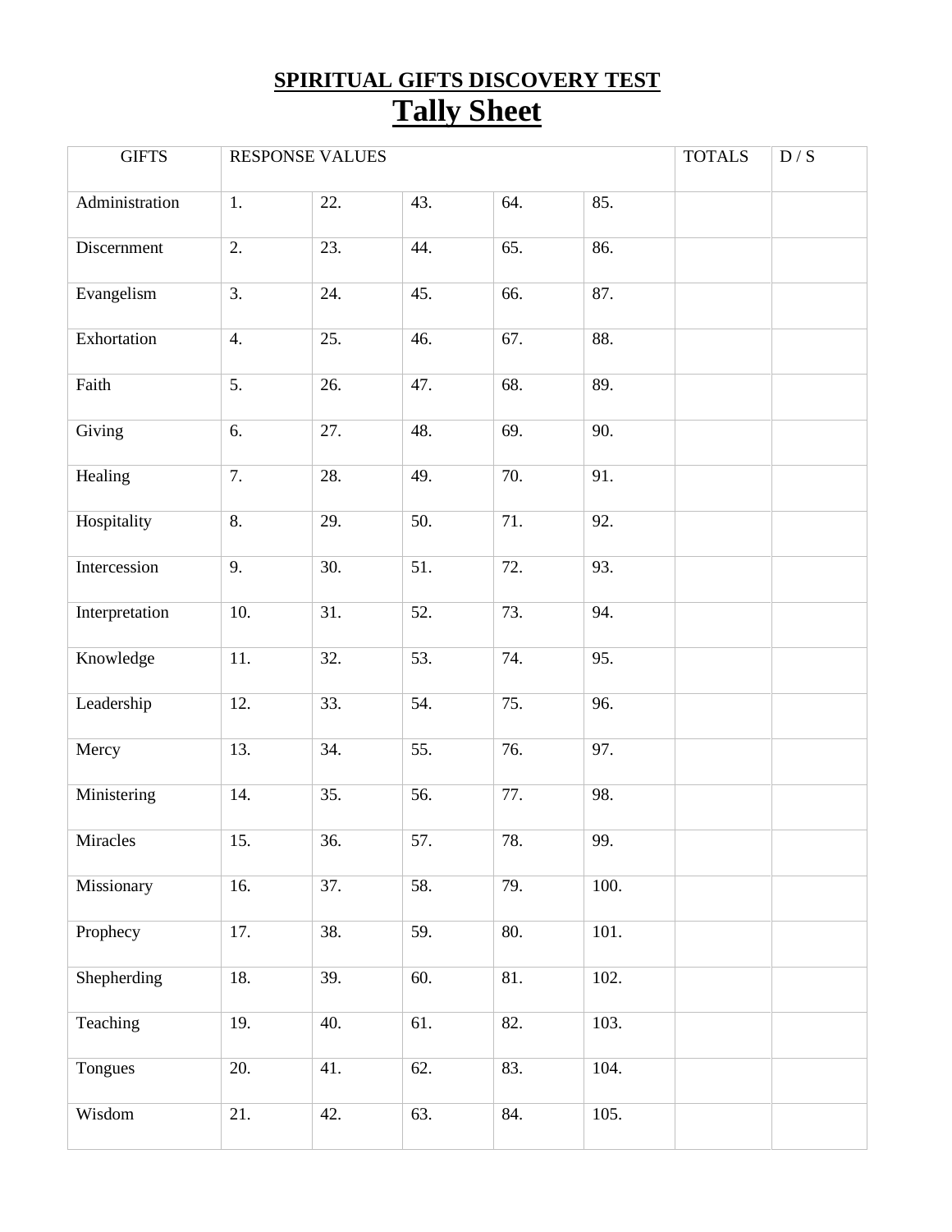## SPIRITUAL GIFTS DISCOVERY TEST

# Tally Sheet

| GIFTS | RESPONSE VALUES | | | | | TOTALS | D / S |
|---|---|---|---|---|---|---|---|
| Administration | 1. | 22. | 43. | 64. | 85. | | |
| Discernment | 2. | 23. | 44. | 65. | 86. | | |
| Evangelism | 3. | 24. | 45. | 66. | 87. | | |
| Exhortation | 4. | 25. | 46. | 67. | 88. | | |
| Faith | 5. | 26. | 47. | 68. | 89. | | |
| Giving | 6. | 27. | 48. | 69. | 90. | | |
| Healing | 7. | 28. | 49. | 70. | 91. | | |
| Hospitality | 8. | 29. | 50. | 71. | 92. | | |
| Intercession | 9. | 30. | 51. | 72. | 93. | | |
| Interpretation | 10. | 31. | 52. | 73. | 94. | | |
| Knowledge | 11. | 32. | 53. | 74. | 95. | | |
| Leadership | 12. | 33. | 54. | 75. | 96. | | |
| Mercy | 13. | 34. | 55. | 76. | 97. | | |
| Ministering | 14. | 35. | 56. | 77. | 98. | | |
| Miracles | 15. | 36. | 57. | 78. | 99. | | |
| Missionary | 16. | 37. | 58. | 79. | 100. | | |
| Prophecy | 17. | 38. | 59. | 80. | 101. | | |
| Shepherding | 18. | 39. | 60. | 81. | 102. | | |
| Teaching | 19. | 40. | 61. | 82. | 103. | | |
| Tongues | 20. | 41. | 62. | 83. | 104. | | |
| Wisdom | 21. | 42. | 63. | 84. | 105. | | |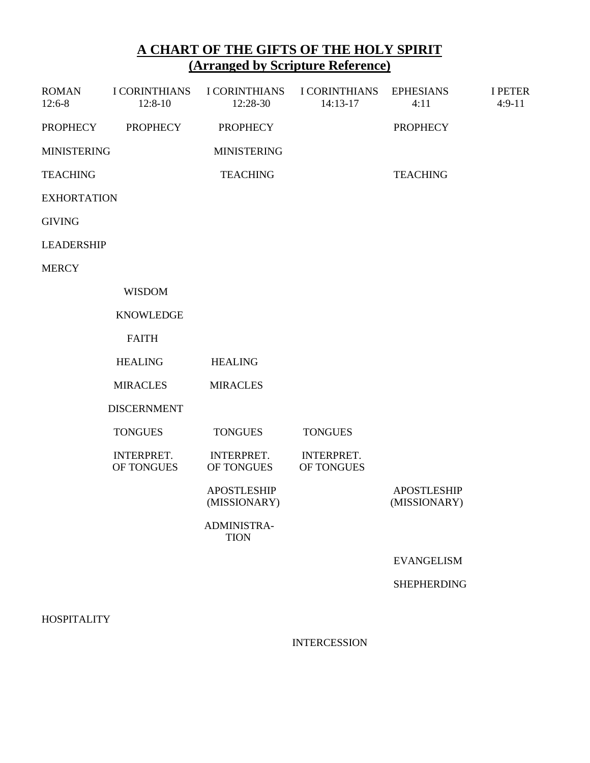# A CHART OF THE GIFTS OF THE HOLY SPIRIT
## (Arranged by Scripture Reference)

| ROMAN 12:6-8 | I CORINTHIANS 12:8-10 | I CORINTHIANS 12:28-30 | I CORINTHIANS 14:13-17 | EPHESIANS 4:11 | I PETER 4:9-11 |
|---|---|---|---|---|---|
| PROPHECY | PROPHECY | PROPHECY | | PROPHECY | |
| MINISTERING | | MINISTERING | | | |
| TEACHING | | TEACHING | | TEACHING | |
| EXHORTATION | | | | | |
| GIVING | | | | | |
| LEADERSHIP | | | | | |
| MERCY | | | | | |
| | WISDOM | | | | |
| | KNOWLEDGE | | | | |
| | FAITH | | | | |
| | HEALING | HEALING | | | |
| | MIRACLES | MIRACLES | | | |
| | DISCERNMENT | | | | |
| | TONGUES | TONGUES | TONGUES | | |
| | INTERPRET. OF TONGUES | INTERPRET. OF TONGUES | INTERPRET. OF TONGUES | | |
| | | APOSTLESHIP (MISSIONARY) | | APOSTLESHIP (MISSIONARY) | |
| | | ADMINISTRA-TION | | | |
| | | | | EVANGELISM | |
| | | | | SHEPHERDING | |
| HOSPITALITY | | | | | |
| | | | INTERCESSION | | |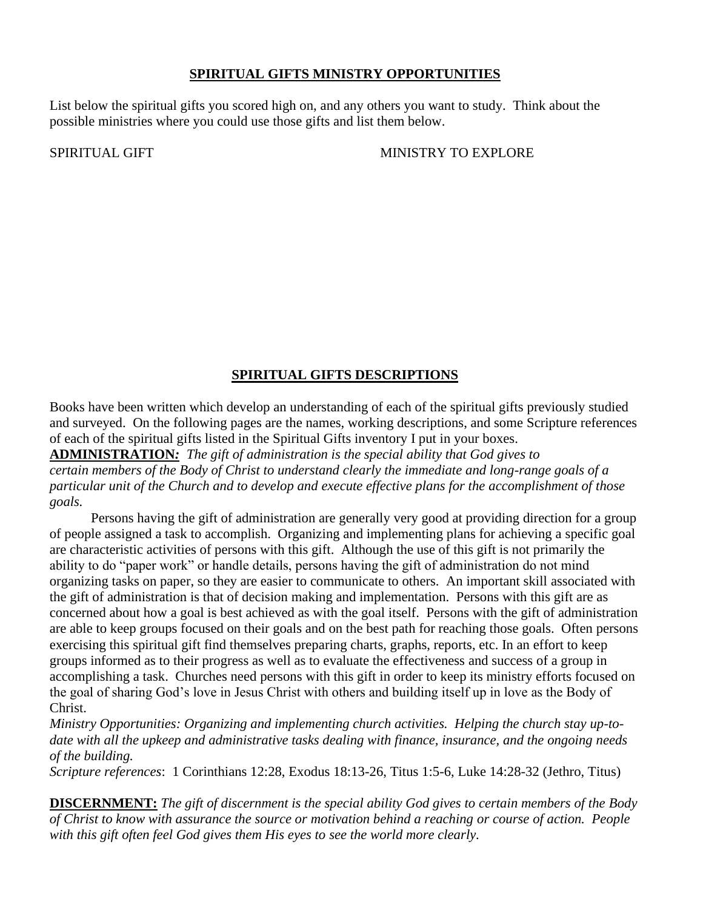## SPIRITUAL GIFTS MINISTRY OPPORTUNITIES

List below the spiritual gifts you scored high on, and any others you want to study. Think about the possible ministries where you could use those gifts and list them below.

SPIRITUAL GIFT　　　　　　　　　　　　　MINISTRY TO EXPLORE

## SPIRITUAL GIFTS DESCRIPTIONS

Books have been written which develop an understanding of each of the spiritual gifts previously studied and surveyed. On the following pages are the names, working descriptions, and some Scripture references of each of the spiritual gifts listed in the Spiritual Gifts inventory I put in your boxes.

**ADMINISTRATION***:* *The gift of administration is the special ability that God gives to certain members of the Body of Christ to understand clearly the immediate and long-range goals of a particular unit of the Church and to develop and execute effective plans for the accomplishment of those goals.*

Persons having the gift of administration are generally very good at providing direction for a group of people assigned a task to accomplish. Organizing and implementing plans for achieving a specific goal are characteristic activities of persons with this gift. Although the use of this gift is not primarily the ability to do "paper work" or handle details, persons having the gift of administration do not mind organizing tasks on paper, so they are easier to communicate to others. An important skill associated with the gift of administration is that of decision making and implementation. Persons with this gift are as concerned about how a goal is best achieved as with the goal itself. Persons with the gift of administration are able to keep groups focused on their goals and on the best path for reaching those goals. Often persons exercising this spiritual gift find themselves preparing charts, graphs, reports, etc. In an effort to keep groups informed as to their progress as well as to evaluate the effectiveness and success of a group in accomplishing a task. Churches need persons with this gift in order to keep its ministry efforts focused on the goal of sharing God's love in Jesus Christ with others and building itself up in love as the Body of Christ.

*Ministry Opportunities: Organizing and implementing church activities. Helping the church stay up-to-date with all the upkeep and administrative tasks dealing with finance, insurance, and the ongoing needs of the building.*

*Scripture references*: 1 Corinthians 12:28, Exodus 18:13-26, Titus 1:5-6, Luke 14:28-32 (Jethro, Titus)

**DISCERNMENT:** *The gift of discernment is the special ability God gives to certain members of the Body of Christ to know with assurance the source or motivation behind a reaching or course of action. People with this gift often feel God gives them His eyes to see the world more clearly.*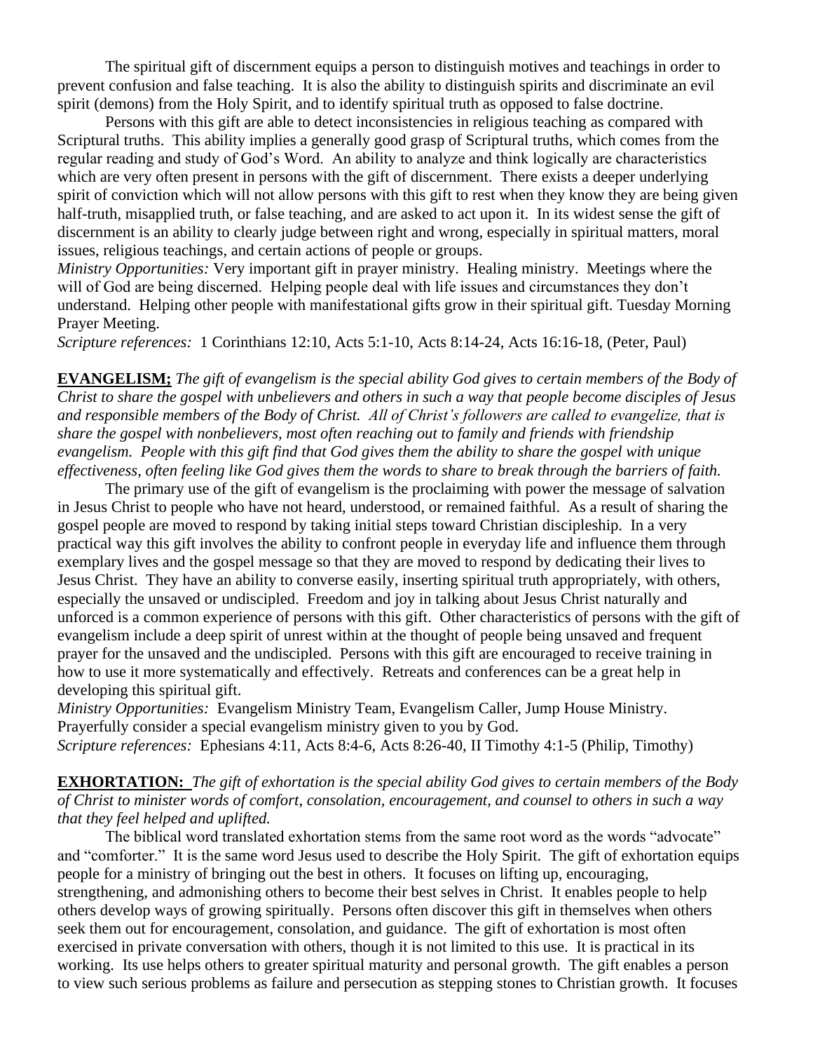The spiritual gift of discernment equips a person to distinguish motives and teachings in order to prevent confusion and false teaching. It is also the ability to distinguish spirits and discriminate an evil spirit (demons) from the Holy Spirit, and to identify spiritual truth as opposed to false doctrine.

Persons with this gift are able to detect inconsistencies in religious teaching as compared with Scriptural truths. This ability implies a generally good grasp of Scriptural truths, which comes from the regular reading and study of God's Word. An ability to analyze and think logically are characteristics which are very often present in persons with the gift of discernment. There exists a deeper underlying spirit of conviction which will not allow persons with this gift to rest when they know they are being given half-truth, misapplied truth, or false teaching, and are asked to act upon it. In its widest sense the gift of discernment is an ability to clearly judge between right and wrong, especially in spiritual matters, moral issues, religious teachings, and certain actions of people or groups.

*Ministry Opportunities:* Very important gift in prayer ministry. Healing ministry. Meetings where the will of God are being discerned. Helping people deal with life issues and circumstances they don't understand. Helping other people with manifestational gifts grow in their spiritual gift. Tuesday Morning Prayer Meeting.

*Scripture references:* 1 Corinthians 12:10, Acts 5:1-10, Acts 8:14-24, Acts 16:16-18, (Peter, Paul)

**EVANGELISM;** *The gift of evangelism is the special ability God gives to certain members of the Body of Christ to share the gospel with unbelievers and others in such a way that people become disciples of Jesus and responsible members of the Body of Christ. All of Christ's followers are called to evangelize, that is share the gospel with nonbelievers, most often reaching out to family and friends with friendship evangelism. People with this gift find that God gives them the ability to share the gospel with unique effectiveness, often feeling like God gives them the words to share to break through the barriers of faith.*

The primary use of the gift of evangelism is the proclaiming with power the message of salvation in Jesus Christ to people who have not heard, understood, or remained faithful. As a result of sharing the gospel people are moved to respond by taking initial steps toward Christian discipleship. In a very practical way this gift involves the ability to confront people in everyday life and influence them through exemplary lives and the gospel message so that they are moved to respond by dedicating their lives to Jesus Christ. They have an ability to converse easily, inserting spiritual truth appropriately, with others, especially the unsaved or undiscipled. Freedom and joy in talking about Jesus Christ naturally and unforced is a common experience of persons with this gift. Other characteristics of persons with the gift of evangelism include a deep spirit of unrest within at the thought of people being unsaved and frequent prayer for the unsaved and the undiscipled. Persons with this gift are encouraged to receive training in how to use it more systematically and effectively. Retreats and conferences can be a great help in developing this spiritual gift.

*Ministry Opportunities:* Evangelism Ministry Team, Evangelism Caller, Jump House Ministry. Prayerfully consider a special evangelism ministry given to you by God.

*Scripture references:* Ephesians 4:11, Acts 8:4-6, Acts 8:26-40, II Timothy 4:1-5 (Philip, Timothy)

**EXHORTATION:** *The gift of exhortation is the special ability God gives to certain members of the Body of Christ to minister words of comfort, consolation, encouragement, and counsel to others in such a way that they feel helped and uplifted.*

The biblical word translated exhortation stems from the same root word as the words "advocate" and "comforter." It is the same word Jesus used to describe the Holy Spirit. The gift of exhortation equips people for a ministry of bringing out the best in others. It focuses on lifting up, encouraging, strengthening, and admonishing others to become their best selves in Christ. It enables people to help others develop ways of growing spiritually. Persons often discover this gift in themselves when others seek them out for encouragement, consolation, and guidance. The gift of exhortation is most often exercised in private conversation with others, though it is not limited to this use. It is practical in its working. Its use helps others to greater spiritual maturity and personal growth. The gift enables a person to view such serious problems as failure and persecution as stepping stones to Christian growth. It focuses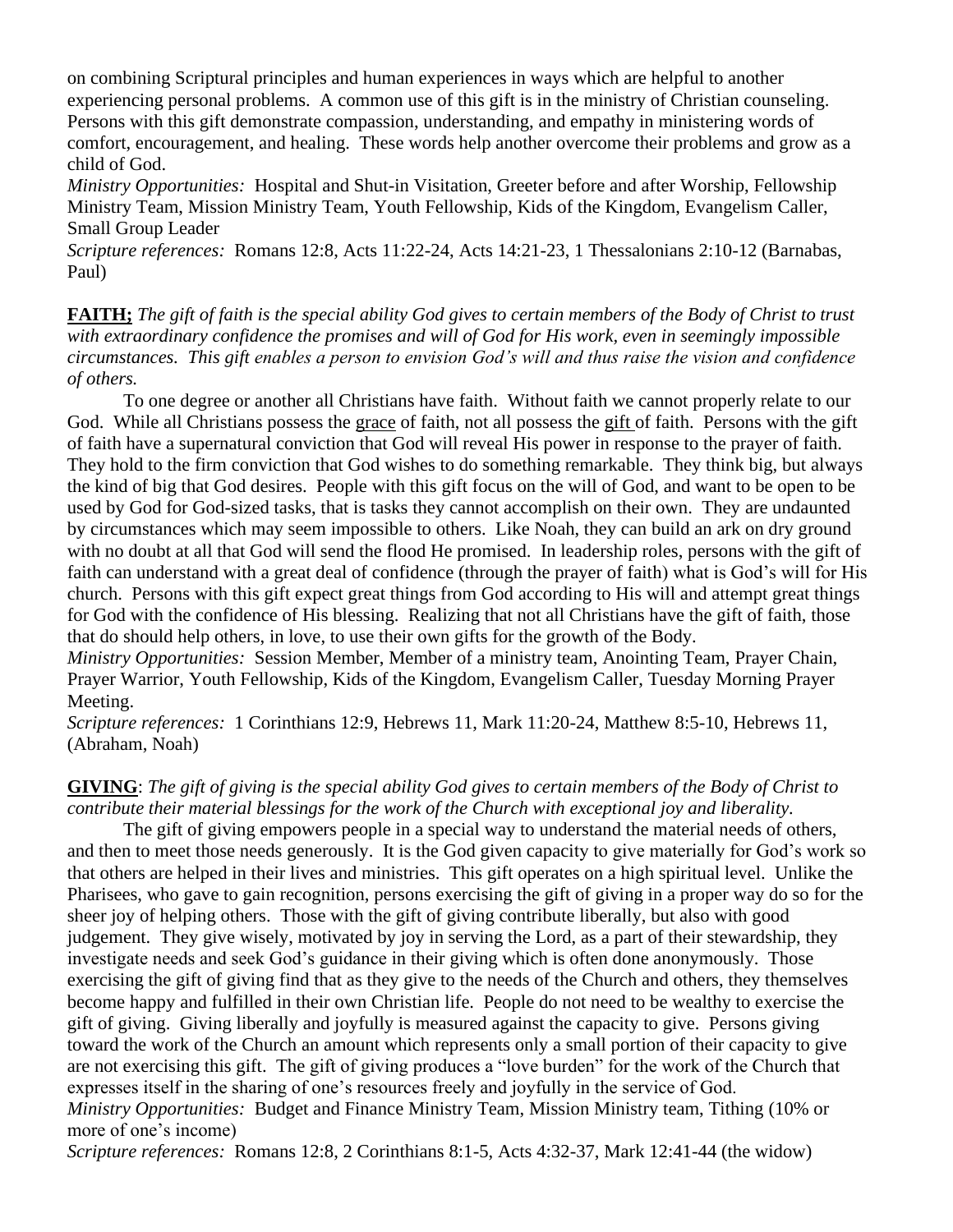on combining Scriptural principles and human experiences in ways which are helpful to another experiencing personal problems. A common use of this gift is in the ministry of Christian counseling. Persons with this gift demonstrate compassion, understanding, and empathy in ministering words of comfort, encouragement, and healing. These words help another overcome their problems and grow as a child of God.

*Ministry Opportunities:* Hospital and Shut-in Visitation, Greeter before and after Worship, Fellowship Ministry Team, Mission Ministry Team, Youth Fellowship, Kids of the Kingdom, Evangelism Caller, Small Group Leader

*Scripture references:* Romans 12:8, Acts 11:22-24, Acts 14:21-23, 1 Thessalonians 2:10-12 (Barnabas, Paul)

<u>**FAITH;**</u> *The gift of faith is the special ability God gives to certain members of the Body of Christ to trust with extraordinary confidence the promises and will of God for His work, even in seemingly impossible circumstances. This gift enables a person to envision God's will and thus raise the vision and confidence of others.*

To one degree or another all Christians have faith. Without faith we cannot properly relate to our God. While all Christians possess the <u>grace</u> of faith, not all possess the <u>gift</u> of faith. Persons with the gift of faith have a supernatural conviction that God will reveal His power in response to the prayer of faith. They hold to the firm conviction that God wishes to do something remarkable. They think big, but always the kind of big that God desires. People with this gift focus on the will of God, and want to be open to be used by God for God-sized tasks, that is tasks they cannot accomplish on their own. They are undaunted by circumstances which may seem impossible to others. Like Noah, they can build an ark on dry ground with no doubt at all that God will send the flood He promised. In leadership roles, persons with the gift of faith can understand with a great deal of confidence (through the prayer of faith) what is God's will for His church. Persons with this gift expect great things from God according to His will and attempt great things for God with the confidence of His blessing. Realizing that not all Christians have the gift of faith, those that do should help others, in love, to use their own gifts for the growth of the Body.

*Ministry Opportunities:* Session Member, Member of a ministry team, Anointing Team, Prayer Chain, Prayer Warrior, Youth Fellowship, Kids of the Kingdom, Evangelism Caller, Tuesday Morning Prayer Meeting.

*Scripture references:* 1 Corinthians 12:9, Hebrews 11, Mark 11:20-24, Matthew 8:5-10, Hebrews 11, (Abraham, Noah)

<u>**GIVING**</u>: *The gift of giving is the special ability God gives to certain members of the Body of Christ to contribute their material blessings for the work of the Church with exceptional joy and liberality.*

The gift of giving empowers people in a special way to understand the material needs of others, and then to meet those needs generously. It is the God given capacity to give materially for God's work so that others are helped in their lives and ministries. This gift operates on a high spiritual level. Unlike the Pharisees, who gave to gain recognition, persons exercising the gift of giving in a proper way do so for the sheer joy of helping others. Those with the gift of giving contribute liberally, but also with good judgement. They give wisely, motivated by joy in serving the Lord, as a part of their stewardship, they investigate needs and seek God's guidance in their giving which is often done anonymously. Those exercising the gift of giving find that as they give to the needs of the Church and others, they themselves become happy and fulfilled in their own Christian life. People do not need to be wealthy to exercise the gift of giving. Giving liberally and joyfully is measured against the capacity to give. Persons giving toward the work of the Church an amount which represents only a small portion of their capacity to give are not exercising this gift. The gift of giving produces a "love burden" for the work of the Church that expresses itself in the sharing of one's resources freely and joyfully in the service of God.

*Ministry Opportunities:* Budget and Finance Ministry Team, Mission Ministry team, Tithing (10% or more of one's income)

*Scripture references:* Romans 12:8, 2 Corinthians 8:1-5, Acts 4:32-37, Mark 12:41-44 (the widow)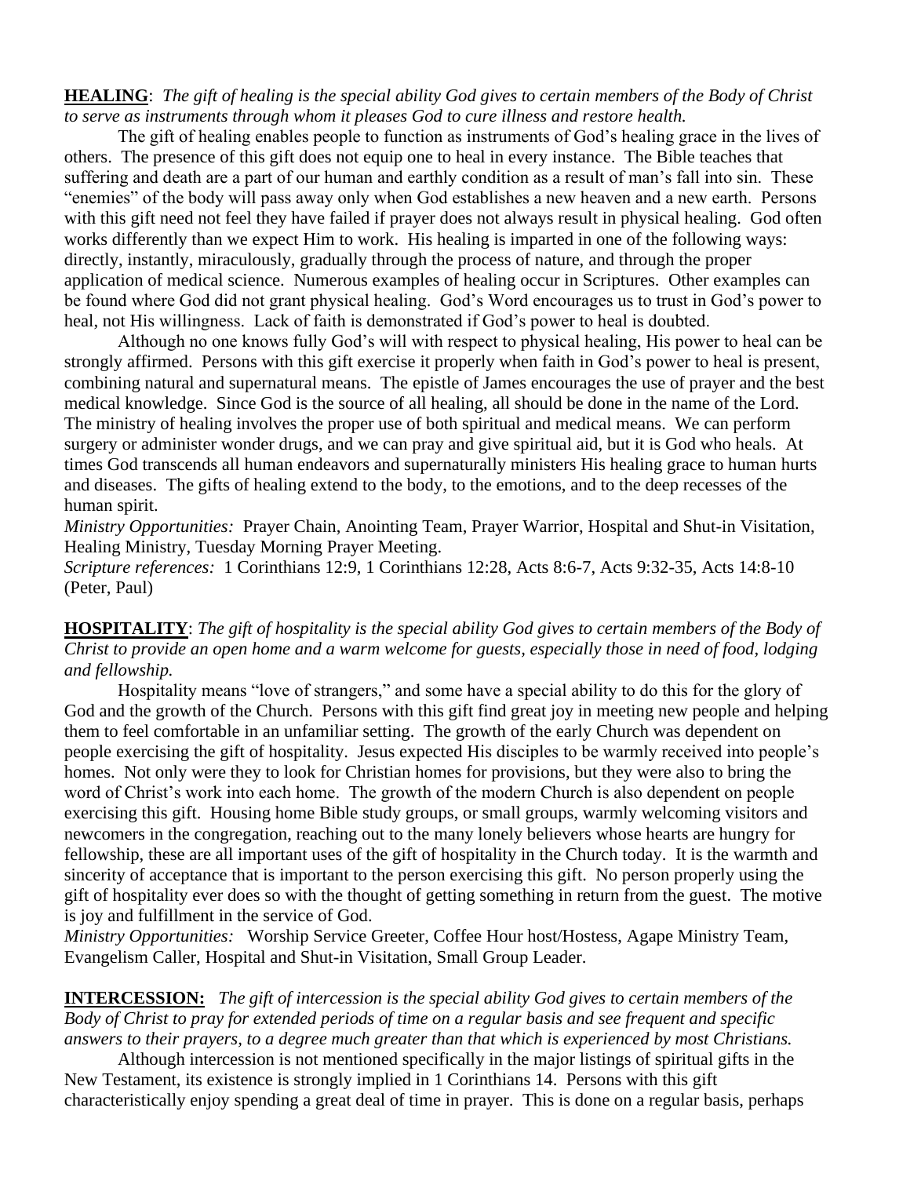**<u>HEALING</u>**: *The gift of healing is the special ability God gives to certain members of the Body of Christ to serve as instruments through whom it pleases God to cure illness and restore health.*

The gift of healing enables people to function as instruments of God's healing grace in the lives of others. The presence of this gift does not equip one to heal in every instance. The Bible teaches that suffering and death are a part of our human and earthly condition as a result of man's fall into sin. These "enemies" of the body will pass away only when God establishes a new heaven and a new earth. Persons with this gift need not feel they have failed if prayer does not always result in physical healing. God often works differently than we expect Him to work. His healing is imparted in one of the following ways: directly, instantly, miraculously, gradually through the process of nature, and through the proper application of medical science. Numerous examples of healing occur in Scriptures. Other examples can be found where God did not grant physical healing. God's Word encourages us to trust in God's power to heal, not His willingness. Lack of faith is demonstrated if God's power to heal is doubted.

Although no one knows fully God's will with respect to physical healing, His power to heal can be strongly affirmed. Persons with this gift exercise it properly when faith in God's power to heal is present, combining natural and supernatural means. The epistle of James encourages the use of prayer and the best medical knowledge. Since God is the source of all healing, all should be done in the name of the Lord. The ministry of healing involves the proper use of both spiritual and medical means. We can perform surgery or administer wonder drugs, and we can pray and give spiritual aid, but it is God who heals. At times God transcends all human endeavors and supernaturally ministers His healing grace to human hurts and diseases. The gifts of healing extend to the body, to the emotions, and to the deep recesses of the human spirit.

*Ministry Opportunities:* Prayer Chain, Anointing Team, Prayer Warrior, Hospital and Shut-in Visitation, Healing Ministry, Tuesday Morning Prayer Meeting.

*Scripture references:* 1 Corinthians 12:9, 1 Corinthians 12:28, Acts 8:6-7, Acts 9:32-35, Acts 14:8-10 (Peter, Paul)

**<u>HOSPITALITY</u>**: *The gift of hospitality is the special ability God gives to certain members of the Body of Christ to provide an open home and a warm welcome for guests, especially those in need of food, lodging and fellowship.*

Hospitality means "love of strangers," and some have a special ability to do this for the glory of God and the growth of the Church. Persons with this gift find great joy in meeting new people and helping them to feel comfortable in an unfamiliar setting. The growth of the early Church was dependent on people exercising the gift of hospitality. Jesus expected His disciples to be warmly received into people's homes. Not only were they to look for Christian homes for provisions, but they were also to bring the word of Christ's work into each home. The growth of the modern Church is also dependent on people exercising this gift. Housing home Bible study groups, or small groups, warmly welcoming visitors and newcomers in the congregation, reaching out to the many lonely believers whose hearts are hungry for fellowship, these are all important uses of the gift of hospitality in the Church today. It is the warmth and sincerity of acceptance that is important to the person exercising this gift. No person properly using the gift of hospitality ever does so with the thought of getting something in return from the guest. The motive is joy and fulfillment in the service of God.

*Ministry Opportunities:* Worship Service Greeter, Coffee Hour host/Hostess, Agape Ministry Team, Evangelism Caller, Hospital and Shut-in Visitation, Small Group Leader.

**<u>INTERCESSION:</u>** *The gift of intercession is the special ability God gives to certain members of the Body of Christ to pray for extended periods of time on a regular basis and see frequent and specific answers to their prayers, to a degree much greater than that which is experienced by most Christians.*

Although intercession is not mentioned specifically in the major listings of spiritual gifts in the New Testament, its existence is strongly implied in 1 Corinthians 14. Persons with this gift characteristically enjoy spending a great deal of time in prayer. This is done on a regular basis, perhaps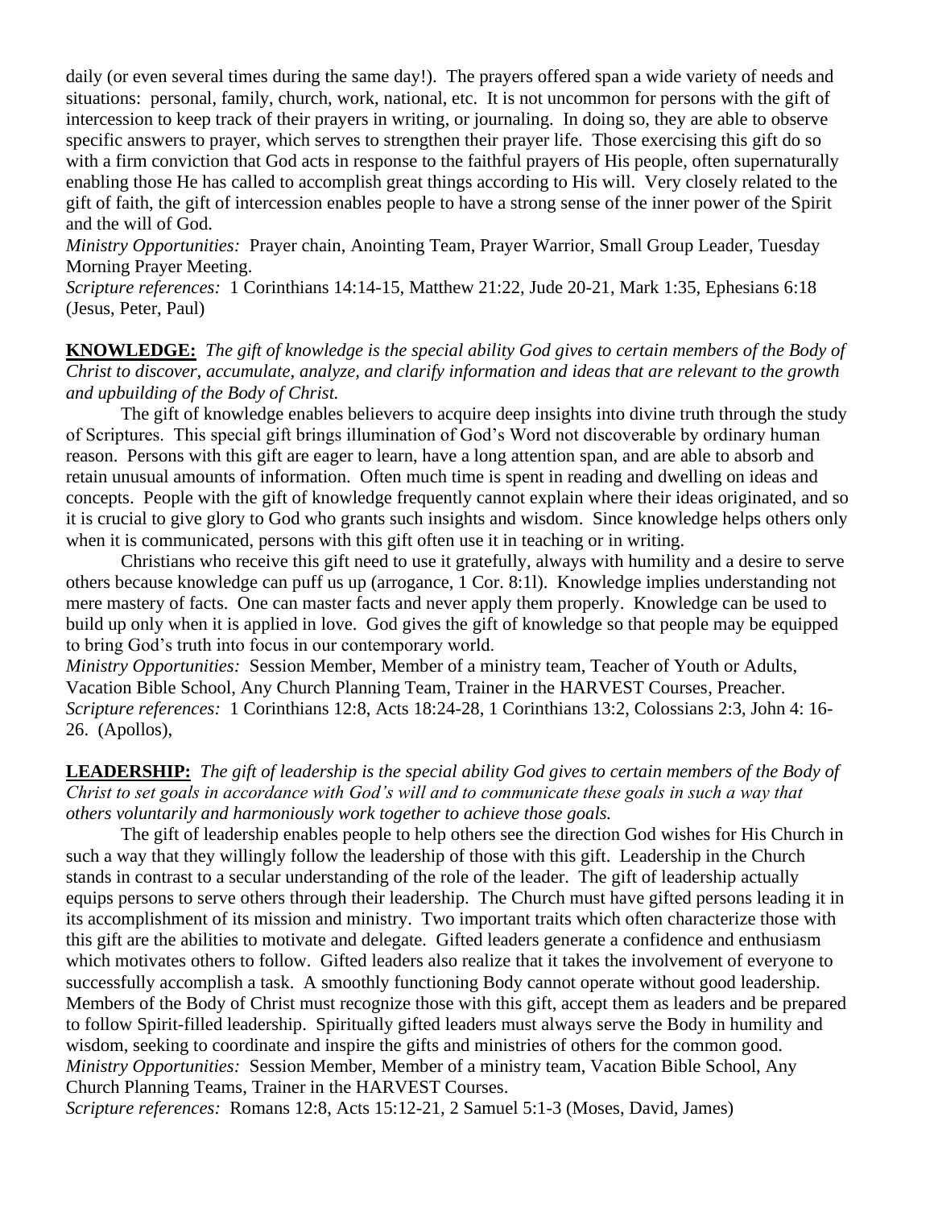daily (or even several times during the same day!). The prayers offered span a wide variety of needs and situations: personal, family, church, work, national, etc. It is not uncommon for persons with the gift of intercession to keep track of their prayers in writing, or journaling. In doing so, they are able to observe specific answers to prayer, which serves to strengthen their prayer life. Those exercising this gift do so with a firm conviction that God acts in response to the faithful prayers of His people, often supernaturally enabling those He has called to accomplish great things according to His will. Very closely related to the gift of faith, the gift of intercession enables people to have a strong sense of the inner power of the Spirit and the will of God.

*Ministry Opportunities:* Prayer chain, Anointing Team, Prayer Warrior, Small Group Leader, Tuesday Morning Prayer Meeting.

*Scripture references:* 1 Corinthians 14:14-15, Matthew 21:22, Jude 20-21, Mark 1:35, Ephesians 6:18 (Jesus, Peter, Paul)

**KNOWLEDGE:** *The gift of knowledge is the special ability God gives to certain members of the Body of Christ to discover, accumulate, analyze, and clarify information and ideas that are relevant to the growth and upbuilding of the Body of Christ.*

The gift of knowledge enables believers to acquire deep insights into divine truth through the study of Scriptures. This special gift brings illumination of God's Word not discoverable by ordinary human reason. Persons with this gift are eager to learn, have a long attention span, and are able to absorb and retain unusual amounts of information. Often much time is spent in reading and dwelling on ideas and concepts. People with the gift of knowledge frequently cannot explain where their ideas originated, and so it is crucial to give glory to God who grants such insights and wisdom. Since knowledge helps others only when it is communicated, persons with this gift often use it in teaching or in writing.

Christians who receive this gift need to use it gratefully, always with humility and a desire to serve others because knowledge can puff us up (arrogance, 1 Cor. 8:1l). Knowledge implies understanding not mere mastery of facts. One can master facts and never apply them properly. Knowledge can be used to build up only when it is applied in love. God gives the gift of knowledge so that people may be equipped to bring God's truth into focus in our contemporary world.

*Ministry Opportunities:* Session Member, Member of a ministry team, Teacher of Youth or Adults, Vacation Bible School, Any Church Planning Team, Trainer in the HARVEST Courses, Preacher.

*Scripture references:* 1 Corinthians 12:8, Acts 18:24-28, 1 Corinthians 13:2, Colossians 2:3, John 4: 16-26. (Apollos),

**LEADERSHIP:** *The gift of leadership is the special ability God gives to certain members of the Body of Christ to set goals in accordance with God's will and to communicate these goals in such a way that others voluntarily and harmoniously work together to achieve those goals.*

The gift of leadership enables people to help others see the direction God wishes for His Church in such a way that they willingly follow the leadership of those with this gift. Leadership in the Church stands in contrast to a secular understanding of the role of the leader. The gift of leadership actually equips persons to serve others through their leadership. The Church must have gifted persons leading it in its accomplishment of its mission and ministry. Two important traits which often characterize those with this gift are the abilities to motivate and delegate. Gifted leaders generate a confidence and enthusiasm which motivates others to follow. Gifted leaders also realize that it takes the involvement of everyone to successfully accomplish a task. A smoothly functioning Body cannot operate without good leadership. Members of the Body of Christ must recognize those with this gift, accept them as leaders and be prepared to follow Spirit-filled leadership. Spiritually gifted leaders must always serve the Body in humility and wisdom, seeking to coordinate and inspire the gifts and ministries of others for the common good.

*Ministry Opportunities:* Session Member, Member of a ministry team, Vacation Bible School, Any Church Planning Teams, Trainer in the HARVEST Courses.

*Scripture references:* Romans 12:8, Acts 15:12-21, 2 Samuel 5:1-3 (Moses, David, James)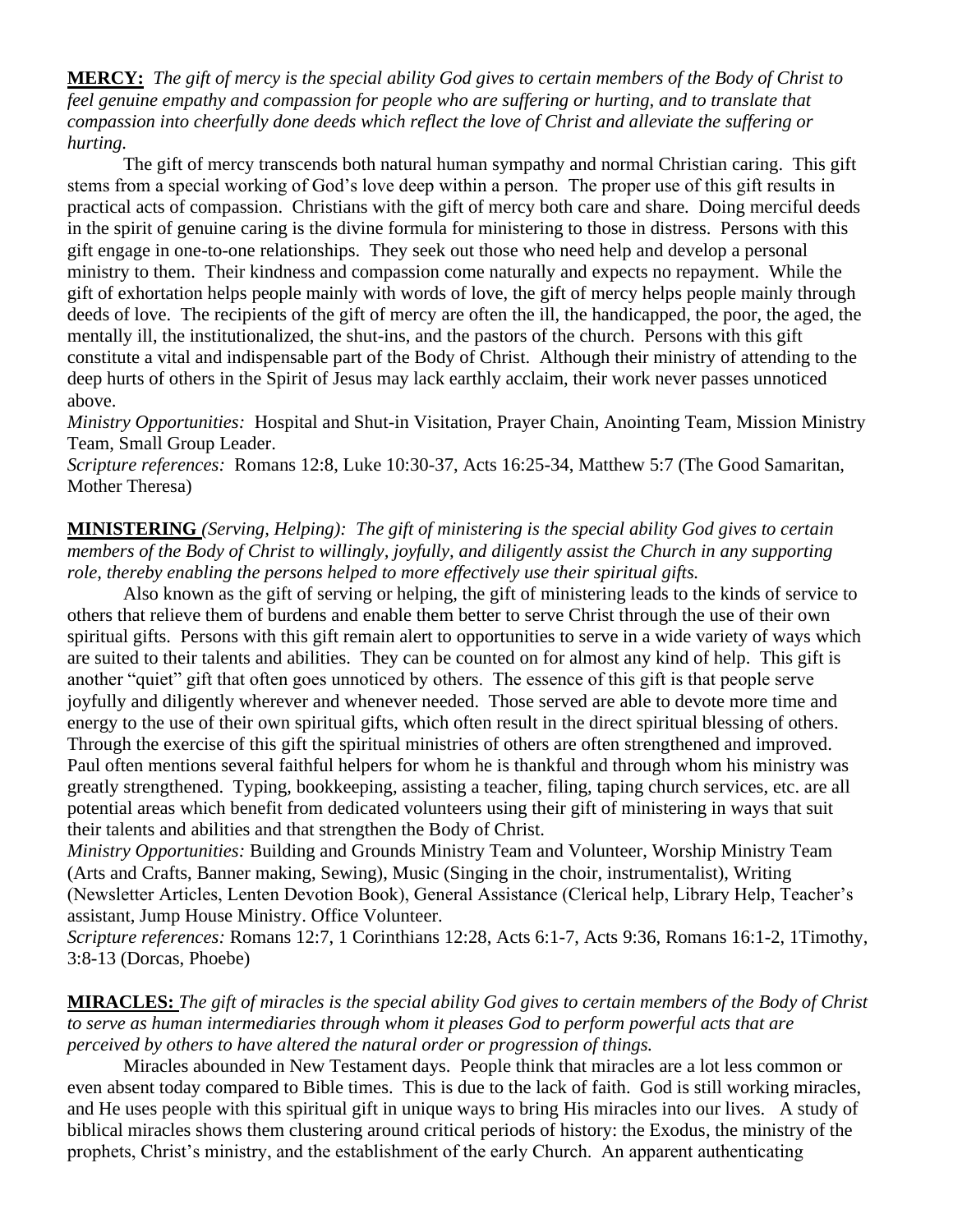**MERCY:** *The gift of mercy is the special ability God gives to certain members of the Body of Christ to feel genuine empathy and compassion for people who are suffering or hurting, and to translate that compassion into cheerfully done deeds which reflect the love of Christ and alleviate the suffering or hurting.*

The gift of mercy transcends both natural human sympathy and normal Christian caring. This gift stems from a special working of God's love deep within a person. The proper use of this gift results in practical acts of compassion. Christians with the gift of mercy both care and share. Doing merciful deeds in the spirit of genuine caring is the divine formula for ministering to those in distress. Persons with this gift engage in one-to-one relationships. They seek out those who need help and develop a personal ministry to them. Their kindness and compassion come naturally and expects no repayment. While the gift of exhortation helps people mainly with words of love, the gift of mercy helps people mainly through deeds of love. The recipients of the gift of mercy are often the ill, the handicapped, the poor, the aged, the mentally ill, the institutionalized, the shut-ins, and the pastors of the church. Persons with this gift constitute a vital and indispensable part of the Body of Christ. Although their ministry of attending to the deep hurts of others in the Spirit of Jesus may lack earthly acclaim, their work never passes unnoticed above.

*Ministry Opportunities:* Hospital and Shut-in Visitation, Prayer Chain, Anointing Team, Mission Ministry Team, Small Group Leader.

*Scripture references:* Romans 12:8, Luke 10:30-37, Acts 16:25-34, Matthew 5:7 (The Good Samaritan, Mother Theresa)

**MINISTERING** *(Serving, Helping): The gift of ministering is the special ability God gives to certain members of the Body of Christ to willingly, joyfully, and diligently assist the Church in any supporting role, thereby enabling the persons helped to more effectively use their spiritual gifts.*

Also known as the gift of serving or helping, the gift of ministering leads to the kinds of service to others that relieve them of burdens and enable them better to serve Christ through the use of their own spiritual gifts. Persons with this gift remain alert to opportunities to serve in a wide variety of ways which are suited to their talents and abilities. They can be counted on for almost any kind of help. This gift is another "quiet" gift that often goes unnoticed by others. The essence of this gift is that people serve joyfully and diligently wherever and whenever needed. Those served are able to devote more time and energy to the use of their own spiritual gifts, which often result in the direct spiritual blessing of others. Through the exercise of this gift the spiritual ministries of others are often strengthened and improved. Paul often mentions several faithful helpers for whom he is thankful and through whom his ministry was greatly strengthened. Typing, bookkeeping, assisting a teacher, filing, taping church services, etc. are all potential areas which benefit from dedicated volunteers using their gift of ministering in ways that suit their talents and abilities and that strengthen the Body of Christ.

*Ministry Opportunities:* Building and Grounds Ministry Team and Volunteer, Worship Ministry Team (Arts and Crafts, Banner making, Sewing), Music (Singing in the choir, instrumentalist), Writing (Newsletter Articles, Lenten Devotion Book), General Assistance (Clerical help, Library Help, Teacher's assistant, Jump House Ministry. Office Volunteer.

*Scripture references:* Romans 12:7, 1 Corinthians 12:28, Acts 6:1-7, Acts 9:36, Romans 16:1-2, 1Timothy, 3:8-13 (Dorcas, Phoebe)

**MIRACLES:** *The gift of miracles is the special ability God gives to certain members of the Body of Christ to serve as human intermediaries through whom it pleases God to perform powerful acts that are perceived by others to have altered the natural order or progression of things.*

Miracles abounded in New Testament days. People think that miracles are a lot less common or even absent today compared to Bible times. This is due to the lack of faith. God is still working miracles, and He uses people with this spiritual gift in unique ways to bring His miracles into our lives. A study of biblical miracles shows them clustering around critical periods of history: the Exodus, the ministry of the prophets, Christ's ministry, and the establishment of the early Church. An apparent authenticating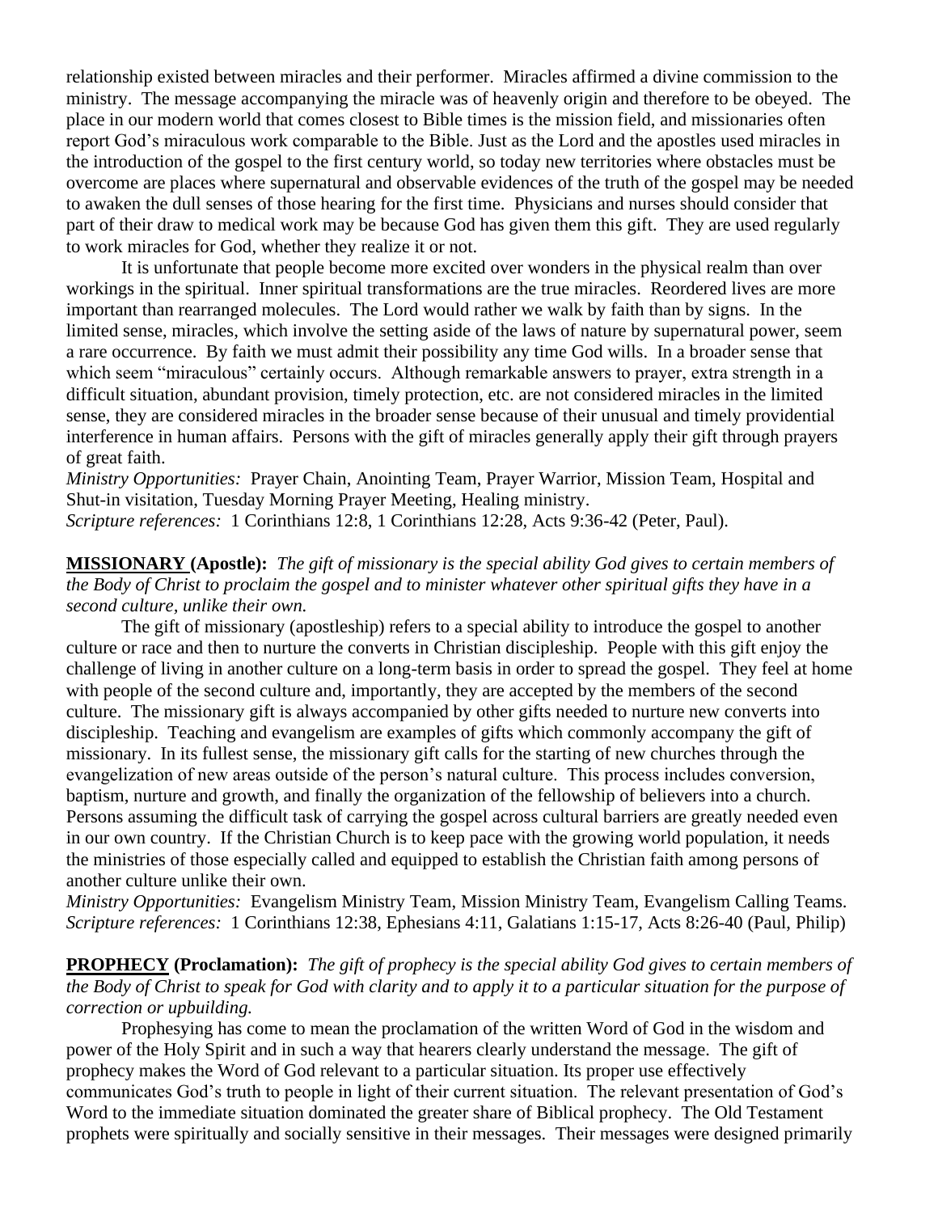relationship existed between miracles and their performer. Miracles affirmed a divine commission to the ministry. The message accompanying the miracle was of heavenly origin and therefore to be obeyed. The place in our modern world that comes closest to Bible times is the mission field, and missionaries often report God's miraculous work comparable to the Bible. Just as the Lord and the apostles used miracles in the introduction of the gospel to the first century world, so today new territories where obstacles must be overcome are places where supernatural and observable evidences of the truth of the gospel may be needed to awaken the dull senses of those hearing for the first time. Physicians and nurses should consider that part of their draw to medical work may be because God has given them this gift. They are used regularly to work miracles for God, whether they realize it or not.

It is unfortunate that people become more excited over wonders in the physical realm than over workings in the spiritual. Inner spiritual transformations are the true miracles. Reordered lives are more important than rearranged molecules. The Lord would rather we walk by faith than by signs. In the limited sense, miracles, which involve the setting aside of the laws of nature by supernatural power, seem a rare occurrence. By faith we must admit their possibility any time God wills. In a broader sense that which seem "miraculous" certainly occurs. Although remarkable answers to prayer, extra strength in a difficult situation, abundant provision, timely protection, etc. are not considered miracles in the limited sense, they are considered miracles in the broader sense because of their unusual and timely providential interference in human affairs. Persons with the gift of miracles generally apply their gift through prayers of great faith.

*Ministry Opportunities:* Prayer Chain, Anointing Team, Prayer Warrior, Mission Team, Hospital and Shut-in visitation, Tuesday Morning Prayer Meeting, Healing ministry.
*Scripture references:* 1 Corinthians 12:8, 1 Corinthians 12:28, Acts 9:36-42 (Peter, Paul).

**MISSIONARY (Apostle):** *The gift of missionary is the special ability God gives to certain members of the Body of Christ to proclaim the gospel and to minister whatever other spiritual gifts they have in a second culture, unlike their own.*

The gift of missionary (apostleship) refers to a special ability to introduce the gospel to another culture or race and then to nurture the converts in Christian discipleship. People with this gift enjoy the challenge of living in another culture on a long-term basis in order to spread the gospel. They feel at home with people of the second culture and, importantly, they are accepted by the members of the second culture. The missionary gift is always accompanied by other gifts needed to nurture new converts into discipleship. Teaching and evangelism are examples of gifts which commonly accompany the gift of missionary. In its fullest sense, the missionary gift calls for the starting of new churches through the evangelization of new areas outside of the person's natural culture. This process includes conversion, baptism, nurture and growth, and finally the organization of the fellowship of believers into a church. Persons assuming the difficult task of carrying the gospel across cultural barriers are greatly needed even in our own country. If the Christian Church is to keep pace with the growing world population, it needs the ministries of those especially called and equipped to establish the Christian faith among persons of another culture unlike their own.

*Ministry Opportunities:* Evangelism Ministry Team, Mission Ministry Team, Evangelism Calling Teams.
*Scripture references:* 1 Corinthians 12:38, Ephesians 4:11, Galatians 1:15-17, Acts 8:26-40 (Paul, Philip)

**PROPHECY (Proclamation):** *The gift of prophecy is the special ability God gives to certain members of the Body of Christ to speak for God with clarity and to apply it to a particular situation for the purpose of correction or upbuilding.*

Prophesying has come to mean the proclamation of the written Word of God in the wisdom and power of the Holy Spirit and in such a way that hearers clearly understand the message. The gift of prophecy makes the Word of God relevant to a particular situation. Its proper use effectively communicates God's truth to people in light of their current situation. The relevant presentation of God's Word to the immediate situation dominated the greater share of Biblical prophecy. The Old Testament prophets were spiritually and socially sensitive in their messages. Their messages were designed primarily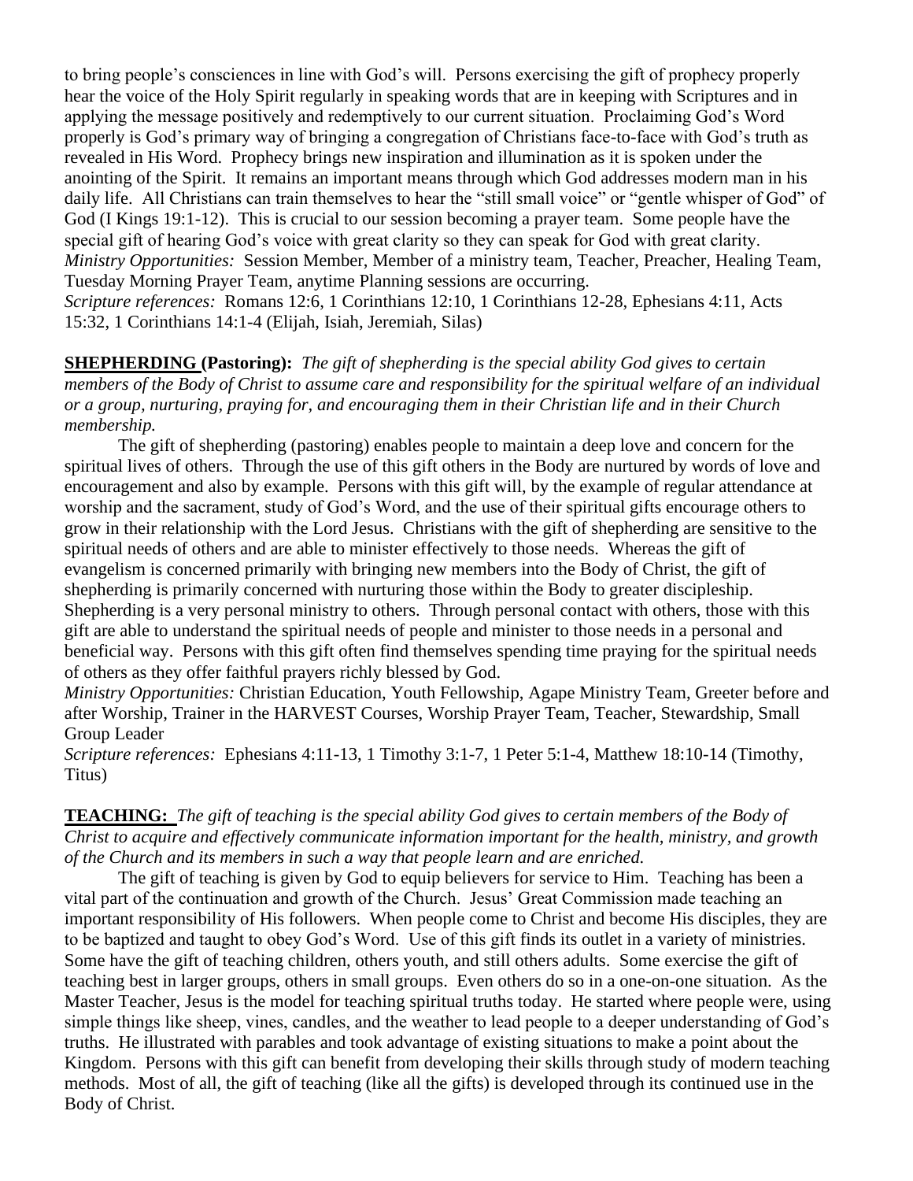to bring people's consciences in line with God's will. Persons exercising the gift of prophecy properly hear the voice of the Holy Spirit regularly in speaking words that are in keeping with Scriptures and in applying the message positively and redemptively to our current situation. Proclaiming God's Word properly is God's primary way of bringing a congregation of Christians face-to-face with God's truth as revealed in His Word. Prophecy brings new inspiration and illumination as it is spoken under the anointing of the Spirit. It remains an important means through which God addresses modern man in his daily life. All Christians can train themselves to hear the "still small voice" or "gentle whisper of God" of God (I Kings 19:1-12). This is crucial to our session becoming a prayer team. Some people have the special gift of hearing God's voice with great clarity so they can speak for God with great clarity.
*Ministry Opportunities:* Session Member, Member of a ministry team, Teacher, Preacher, Healing Team, Tuesday Morning Prayer Team, anytime Planning sessions are occurring.
*Scripture references:* Romans 12:6, 1 Corinthians 12:10, 1 Corinthians 12-28, Ephesians 4:11, Acts 15:32, 1 Corinthians 14:1-4 (Elijah, Isiah, Jeremiah, Silas)

**SHEPHERDING (Pastoring):** *The gift of shepherding is the special ability God gives to certain members of the Body of Christ to assume care and responsibility for the spiritual welfare of an individual or a group, nurturing, praying for, and encouraging them in their Christian life and in their Church membership.*

The gift of shepherding (pastoring) enables people to maintain a deep love and concern for the spiritual lives of others. Through the use of this gift others in the Body are nurtured by words of love and encouragement and also by example. Persons with this gift will, by the example of regular attendance at worship and the sacrament, study of God's Word, and the use of their spiritual gifts encourage others to grow in their relationship with the Lord Jesus. Christians with the gift of shepherding are sensitive to the spiritual needs of others and are able to minister effectively to those needs. Whereas the gift of evangelism is concerned primarily with bringing new members into the Body of Christ, the gift of shepherding is primarily concerned with nurturing those within the Body to greater discipleship. Shepherding is a very personal ministry to others. Through personal contact with others, those with this gift are able to understand the spiritual needs of people and minister to those needs in a personal and beneficial way. Persons with this gift often find themselves spending time praying for the spiritual needs of others as they offer faithful prayers richly blessed by God.
*Ministry Opportunities:* Christian Education, Youth Fellowship, Agape Ministry Team, Greeter before and after Worship, Trainer in the HARVEST Courses, Worship Prayer Team, Teacher, Stewardship, Small Group Leader
*Scripture references:* Ephesians 4:11-13, 1 Timothy 3:1-7, 1 Peter 5:1-4, Matthew 18:10-14 (Timothy, Titus)

**TEACHING:** *The gift of teaching is the special ability God gives to certain members of the Body of Christ to acquire and effectively communicate information important for the health, ministry, and growth of the Church and its members in such a way that people learn and are enriched.*

The gift of teaching is given by God to equip believers for service to Him. Teaching has been a vital part of the continuation and growth of the Church. Jesus' Great Commission made teaching an important responsibility of His followers. When people come to Christ and become His disciples, they are to be baptized and taught to obey God's Word. Use of this gift finds its outlet in a variety of ministries. Some have the gift of teaching children, others youth, and still others adults. Some exercise the gift of teaching best in larger groups, others in small groups. Even others do so in a one-on-one situation. As the Master Teacher, Jesus is the model for teaching spiritual truths today. He started where people were, using simple things like sheep, vines, candles, and the weather to lead people to a deeper understanding of God's truths. He illustrated with parables and took advantage of existing situations to make a point about the Kingdom. Persons with this gift can benefit from developing their skills through study of modern teaching methods. Most of all, the gift of teaching (like all the gifts) is developed through its continued use in the Body of Christ.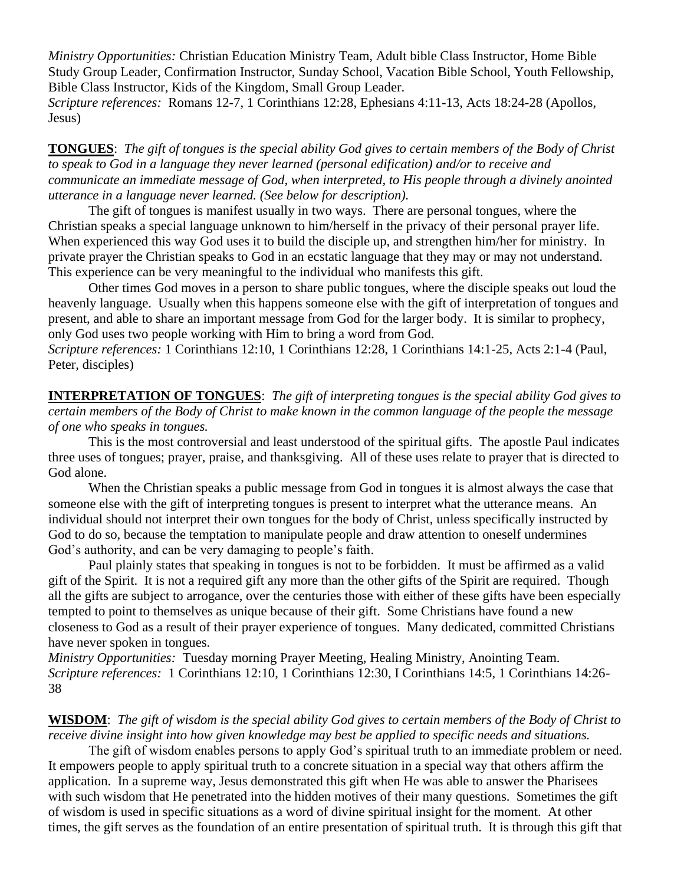*Ministry Opportunities:* Christian Education Ministry Team, Adult bible Class Instructor, Home Bible Study Group Leader, Confirmation Instructor, Sunday School, Vacation Bible School, Youth Fellowship, Bible Class Instructor, Kids of the Kingdom, Small Group Leader.
*Scripture references:* Romans 12-7, 1 Corinthians 12:28, Ephesians 4:11-13, Acts 18:24-28 (Apollos, Jesus)

**TONGUES**: *The gift of tongues is the special ability God gives to certain members of the Body of Christ to speak to God in a language they never learned (personal edification) and/or to receive and communicate an immediate message of God, when interpreted, to His people through a divinely anointed utterance in a language never learned. (See below for description).*

The gift of tongues is manifest usually in two ways. There are personal tongues, where the Christian speaks a special language unknown to him/herself in the privacy of their personal prayer life. When experienced this way God uses it to build the disciple up, and strengthen him/her for ministry. In private prayer the Christian speaks to God in an ecstatic language that they may or may not understand. This experience can be very meaningful to the individual who manifests this gift.

Other times God moves in a person to share public tongues, where the disciple speaks out loud the heavenly language. Usually when this happens someone else with the gift of interpretation of tongues and present, and able to share an important message from God for the larger body. It is similar to prophecy, only God uses two people working with Him to bring a word from God.
*Scripture references:* 1 Corinthians 12:10, 1 Corinthians 12:28, 1 Corinthians 14:1-25, Acts 2:1-4 (Paul, Peter, disciples)

**INTERPRETATION OF TONGUES**: *The gift of interpreting tongues is the special ability God gives to certain members of the Body of Christ to make known in the common language of the people the message of one who speaks in tongues.*

This is the most controversial and least understood of the spiritual gifts. The apostle Paul indicates three uses of tongues; prayer, praise, and thanksgiving. All of these uses relate to prayer that is directed to God alone.

When the Christian speaks a public message from God in tongues it is almost always the case that someone else with the gift of interpreting tongues is present to interpret what the utterance means. An individual should not interpret their own tongues for the body of Christ, unless specifically instructed by God to do so, because the temptation to manipulate people and draw attention to oneself undermines God's authority, and can be very damaging to people's faith.

Paul plainly states that speaking in tongues is not to be forbidden. It must be affirmed as a valid gift of the Spirit. It is not a required gift any more than the other gifts of the Spirit are required. Though all the gifts are subject to arrogance, over the centuries those with either of these gifts have been especially tempted to point to themselves as unique because of their gift. Some Christians have found a new closeness to God as a result of their prayer experience of tongues. Many dedicated, committed Christians have never spoken in tongues.
*Ministry Opportunities:* Tuesday morning Prayer Meeting, Healing Ministry, Anointing Team.
*Scripture references:* 1 Corinthians 12:10, 1 Corinthians 12:30, I Corinthians 14:5, 1 Corinthians 14:26-38

**WISDOM**: *The gift of wisdom is the special ability God gives to certain members of the Body of Christ to receive divine insight into how given knowledge may best be applied to specific needs and situations.*

The gift of wisdom enables persons to apply God's spiritual truth to an immediate problem or need. It empowers people to apply spiritual truth to a concrete situation in a special way that others affirm the application. In a supreme way, Jesus demonstrated this gift when He was able to answer the Pharisees with such wisdom that He penetrated into the hidden motives of their many questions. Sometimes the gift of wisdom is used in specific situations as a word of divine spiritual insight for the moment. At other times, the gift serves as the foundation of an entire presentation of spiritual truth. It is through this gift that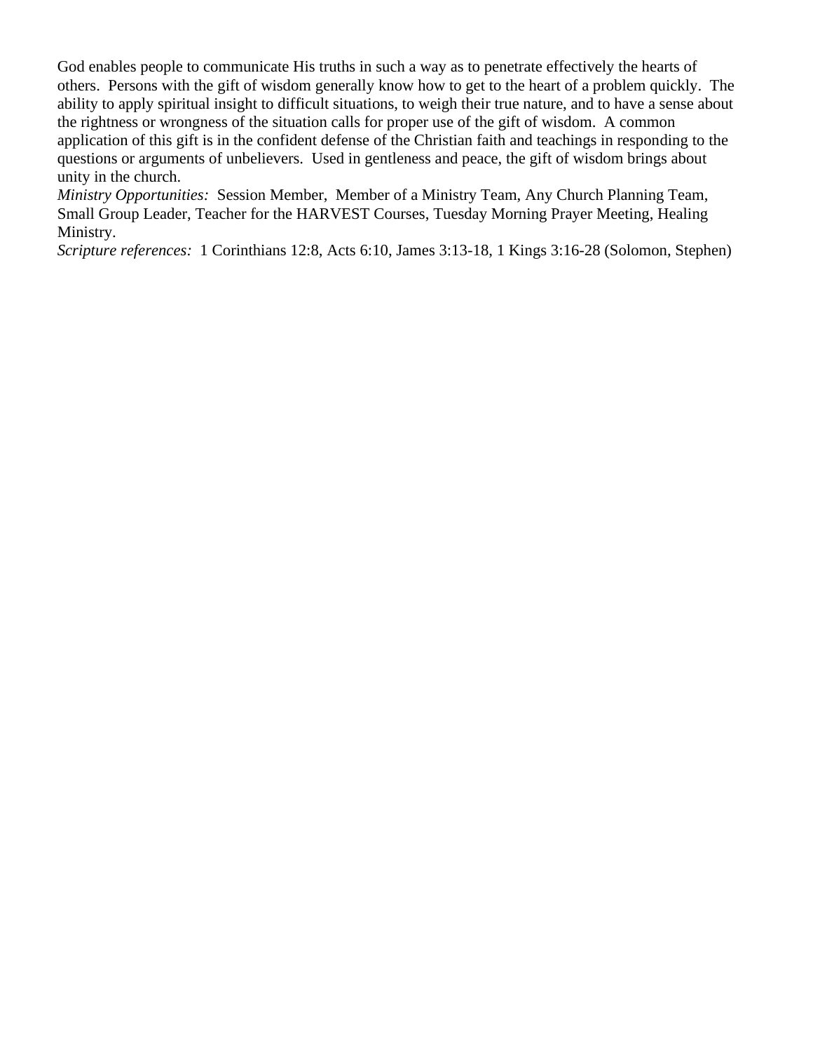God enables people to communicate His truths in such a way as to penetrate effectively the hearts of others. Persons with the gift of wisdom generally know how to get to the heart of a problem quickly. The ability to apply spiritual insight to difficult situations, to weigh their true nature, and to have a sense about the rightness or wrongness of the situation calls for proper use of the gift of wisdom. A common application of this gift is in the confident defense of the Christian faith and teachings in responding to the questions or arguments of unbelievers. Used in gentleness and peace, the gift of wisdom brings about unity in the church.

*Ministry Opportunities:* Session Member, Member of a Ministry Team, Any Church Planning Team, Small Group Leader, Teacher for the HARVEST Courses, Tuesday Morning Prayer Meeting, Healing Ministry.

*Scripture references:* 1 Corinthians 12:8, Acts 6:10, James 3:13-18, 1 Kings 3:16-28 (Solomon, Stephen)